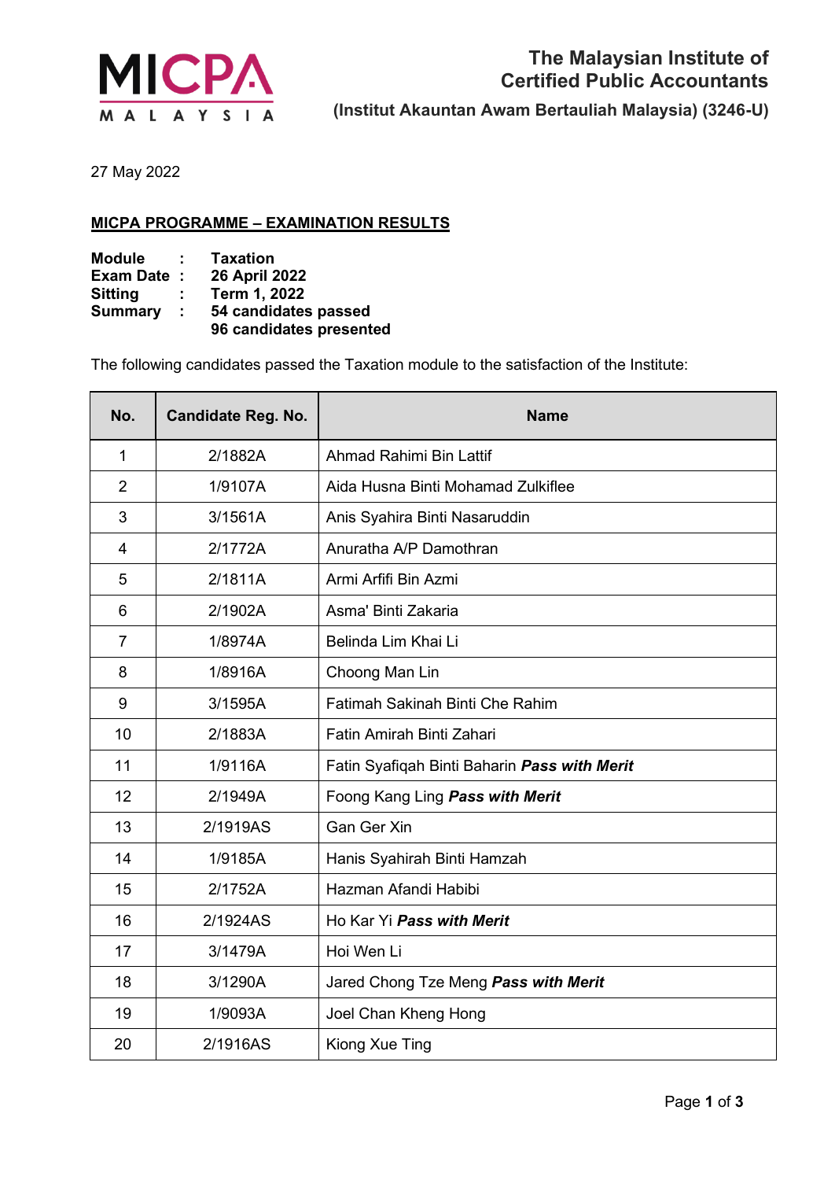MICPA MALAYSIA

**The Malaysian Institute of Certified Public Accountants**

**(Institut Akauntan Awam Bertauliah Malaysia) (3246-U)**

27 May 2022

**MICPA PROGRAMME – EXAMINATION RESULTS**

**Module : Taxation**
**Exam Date : 26 April 2022**
**Sitting : Term 1, 2022**
**Summary : 54 candidates passed**
**96 candidates presented**

The following candidates passed the Taxation module to the satisfaction of the Institute:

| No. | Candidate Reg. No. | Name |
|---|---|---|
| 1 | 2/1882A | Ahmad Rahimi Bin Lattif |
| 2 | 1/9107A | Aida Husna Binti Mohamad Zulkiflee |
| 3 | 3/1561A | Anis Syahira Binti Nasaruddin |
| 4 | 2/1772A | Anuratha A/P Damothran |
| 5 | 2/1811A | Armi Arfifi Bin Azmi |
| 6 | 2/1902A | Asma' Binti Zakaria |
| 7 | 1/8974A | Belinda Lim Khai Li |
| 8 | 1/8916A | Choong Man Lin |
| 9 | 3/1595A | Fatimah Sakinah Binti Che Rahim |
| 10 | 2/1883A | Fatin Amirah Binti Zahari |
| 11 | 1/9116A | Fatin Syafiqah Binti Baharin ***Pass with Merit*** |
| 12 | 2/1949A | Foong Kang Ling ***Pass with Merit*** |
| 13 | 2/1919AS | Gan Ger Xin |
| 14 | 1/9185A | Hanis Syahirah Binti Hamzah |
| 15 | 2/1752A | Hazman Afandi Habibi |
| 16 | 2/1924AS | Ho Kar Yi ***Pass with Merit*** |
| 17 | 3/1479A | Hoi Wen Li |
| 18 | 3/1290A | Jared Chong Tze Meng ***Pass with Merit*** |
| 19 | 1/9093A | Joel Chan Kheng Hong |
| 20 | 2/1916AS | Kiong Xue Ting |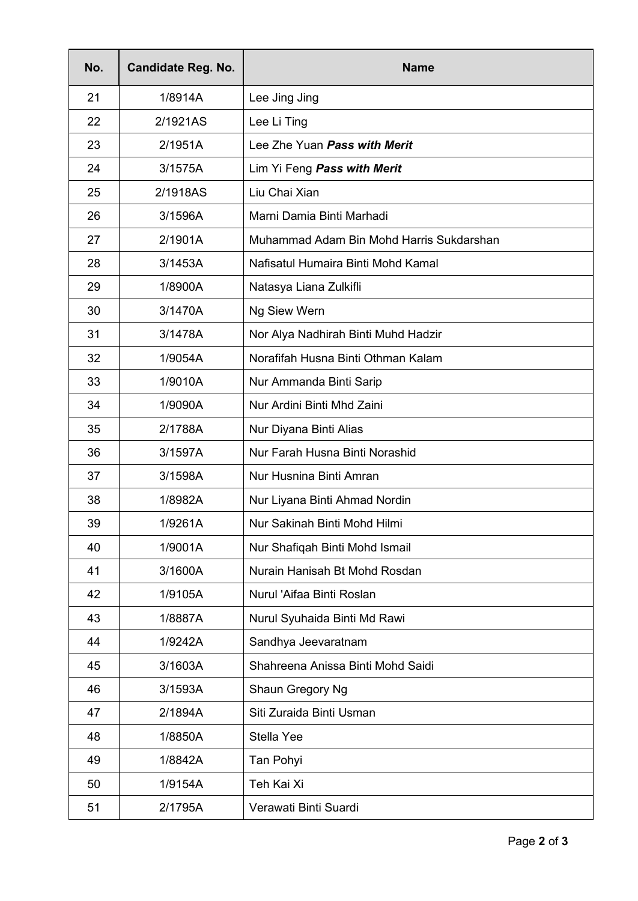| No. | Candidate Reg. No. | Name |
|---|---|---|
| 21 | 1/8914A | Lee Jing Jing |
| 22 | 2/1921AS | Lee Li Ting |
| 23 | 2/1951A | Lee Zhe Yuan ***Pass with Merit*** |
| 24 | 3/1575A | Lim Yi Feng ***Pass with Merit*** |
| 25 | 2/1918AS | Liu Chai Xian |
| 26 | 3/1596A | Marni Damia Binti Marhadi |
| 27 | 2/1901A | Muhammad Adam Bin Mohd Harris Sukdarshan |
| 28 | 3/1453A | Nafisatul Humaira Binti Mohd Kamal |
| 29 | 1/8900A | Natasya Liana Zulkifli |
| 30 | 3/1470A | Ng Siew Wern |
| 31 | 3/1478A | Nor Alya Nadhirah Binti Muhd Hadzir |
| 32 | 1/9054A | Norafifah Husna Binti Othman Kalam |
| 33 | 1/9010A | Nur Ammanda Binti Sarip |
| 34 | 1/9090A | Nur Ardini Binti Mhd Zaini |
| 35 | 2/1788A | Nur Diyana Binti Alias |
| 36 | 3/1597A | Nur Farah Husna Binti Norashid |
| 37 | 3/1598A | Nur Husnina Binti Amran |
| 38 | 1/8982A | Nur Liyana Binti Ahmad Nordin |
| 39 | 1/9261A | Nur Sakinah Binti Mohd Hilmi |
| 40 | 1/9001A | Nur Shafiqah Binti Mohd Ismail |
| 41 | 3/1600A | Nurain Hanisah Bt Mohd Rosdan |
| 42 | 1/9105A | Nurul 'Aifaa Binti Roslan |
| 43 | 1/8887A | Nurul Syuhaida Binti Md Rawi |
| 44 | 1/9242A | Sandhya Jeevaratnam |
| 45 | 3/1603A | Shahreena Anissa Binti Mohd Saidi |
| 46 | 3/1593A | Shaun Gregory Ng |
| 47 | 2/1894A | Siti Zuraida Binti Usman |
| 48 | 1/8850A | Stella Yee |
| 49 | 1/8842A | Tan Pohyi |
| 50 | 1/9154A | Teh Kai Xi |
| 51 | 2/1795A | Verawati Binti Suardi |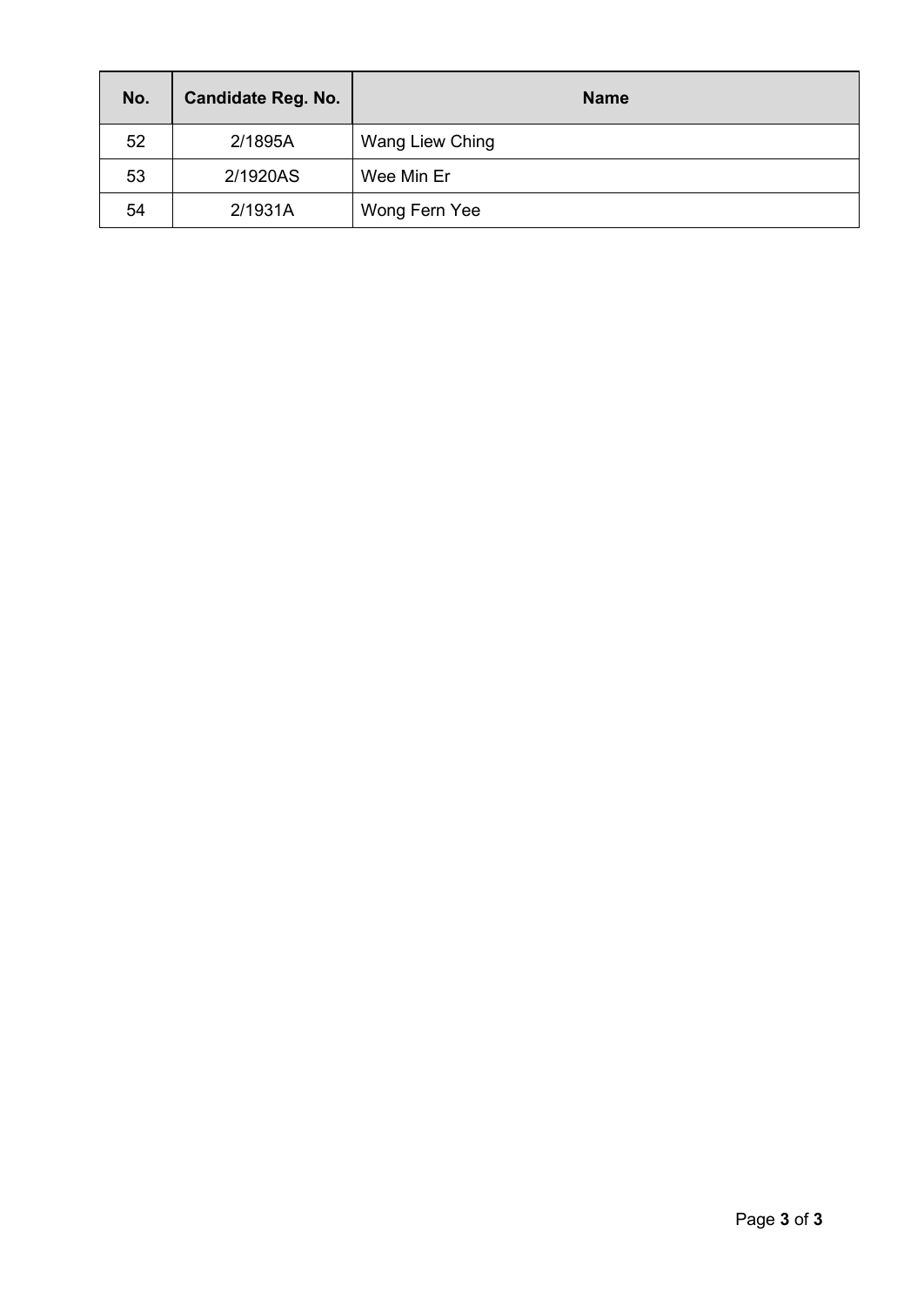| No. | Candidate Reg. No. | Name |
| --- | --- | --- |
| 52 | 2/1895A | Wang Liew Ching |
| 53 | 2/1920AS | Wee Min Er |
| 54 | 2/1931A | Wong Fern Yee |